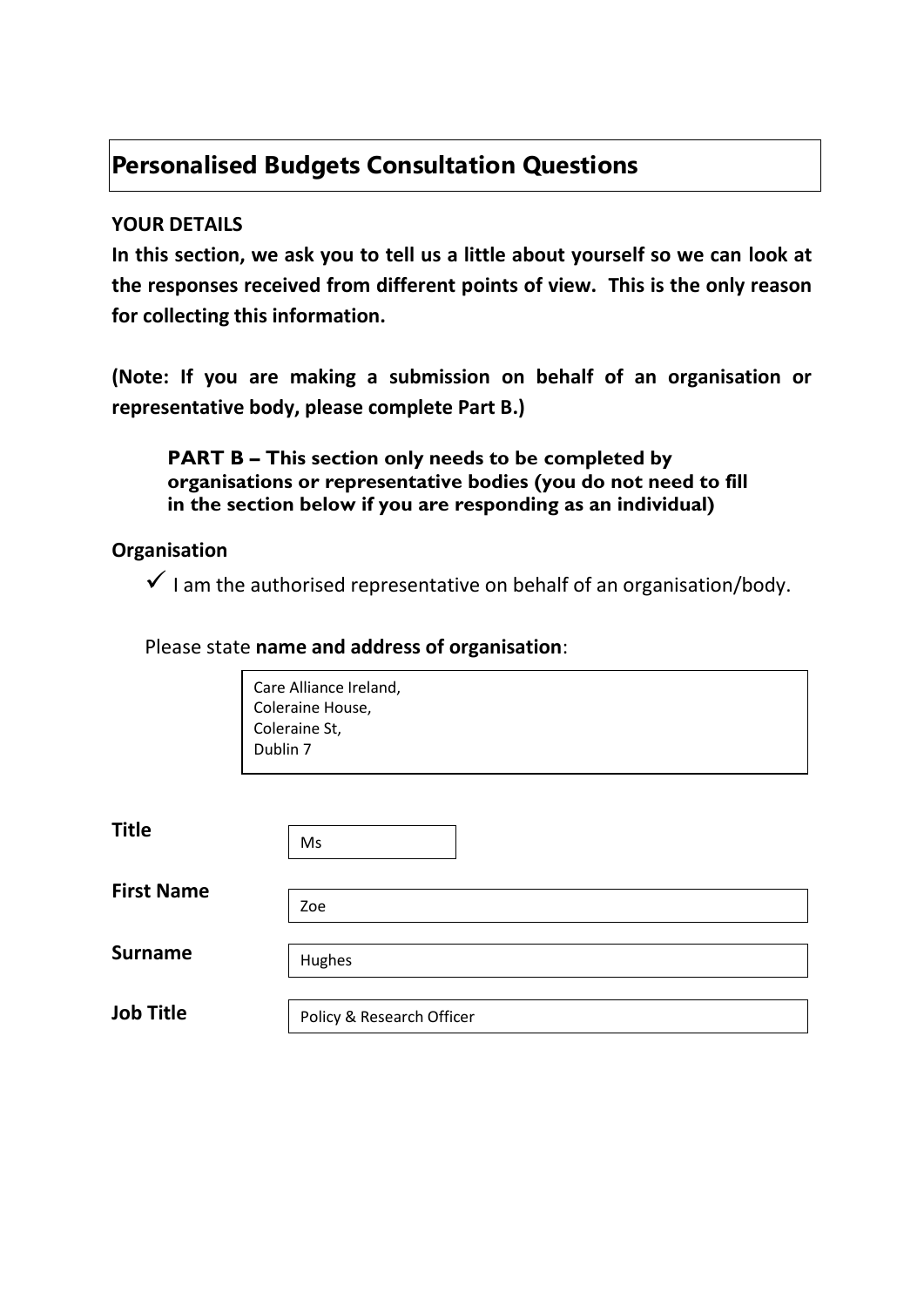# Personalised Budgets Consultation Questions

**YOUR DETAILS**

**In this section, we ask you to tell us a little about yourself so we can look at the responses received from different points of view. This is the only reason for collecting this information.**

**(Note: If you are making a submission on behalf of an organisation or representative body, please complete Part B.)**

**PART B – This section only needs to be completed by organisations or representative bodies (you do not need to fill in the section below if you are responding as an individual)**

**Organisation**

✓ I am the authorised representative on behalf of an organisation/body.

Please state **name and address of organisation**:

Care Alliance Ireland,
Coleraine House,
Coleraine St,
Dublin 7

**Title** Ms

**First Name** Zoe

**Surname** Hughes

**Job Title** Policy & Research Officer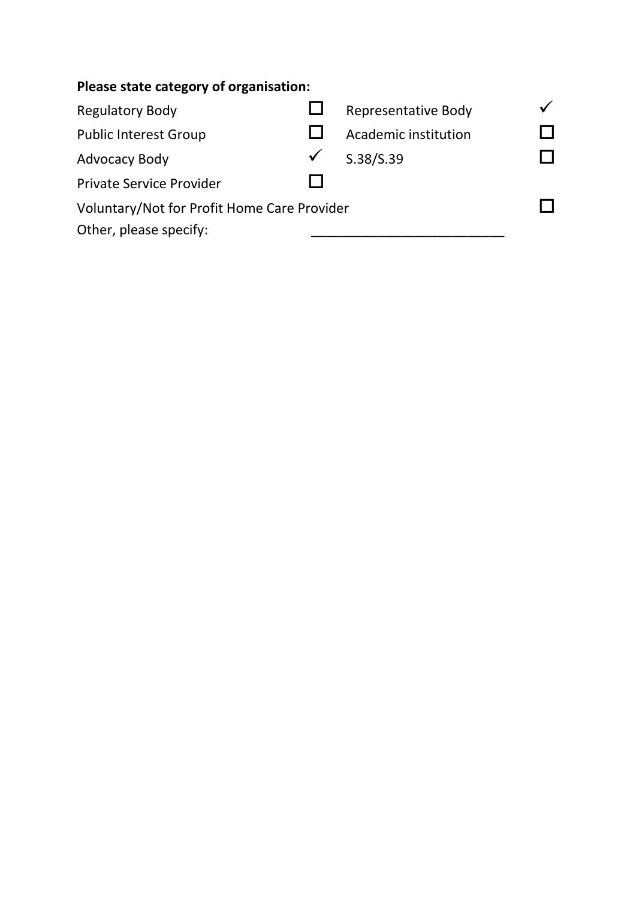**Please state category of organisation:**

| | | | |
|---|---|---|---|
| Regulatory Body | ☐ | Representative Body | ✓ |
| Public Interest Group | ☐ | Academic institution | ☐ |
| Advocacy Body | ✓ | S.38/S.39 | ☐ |
| Private Service Provider | ☐ | | |
| Voluntary/Not for Profit Home Care Provider | | | ☐ |

Other, please specify: ___________________________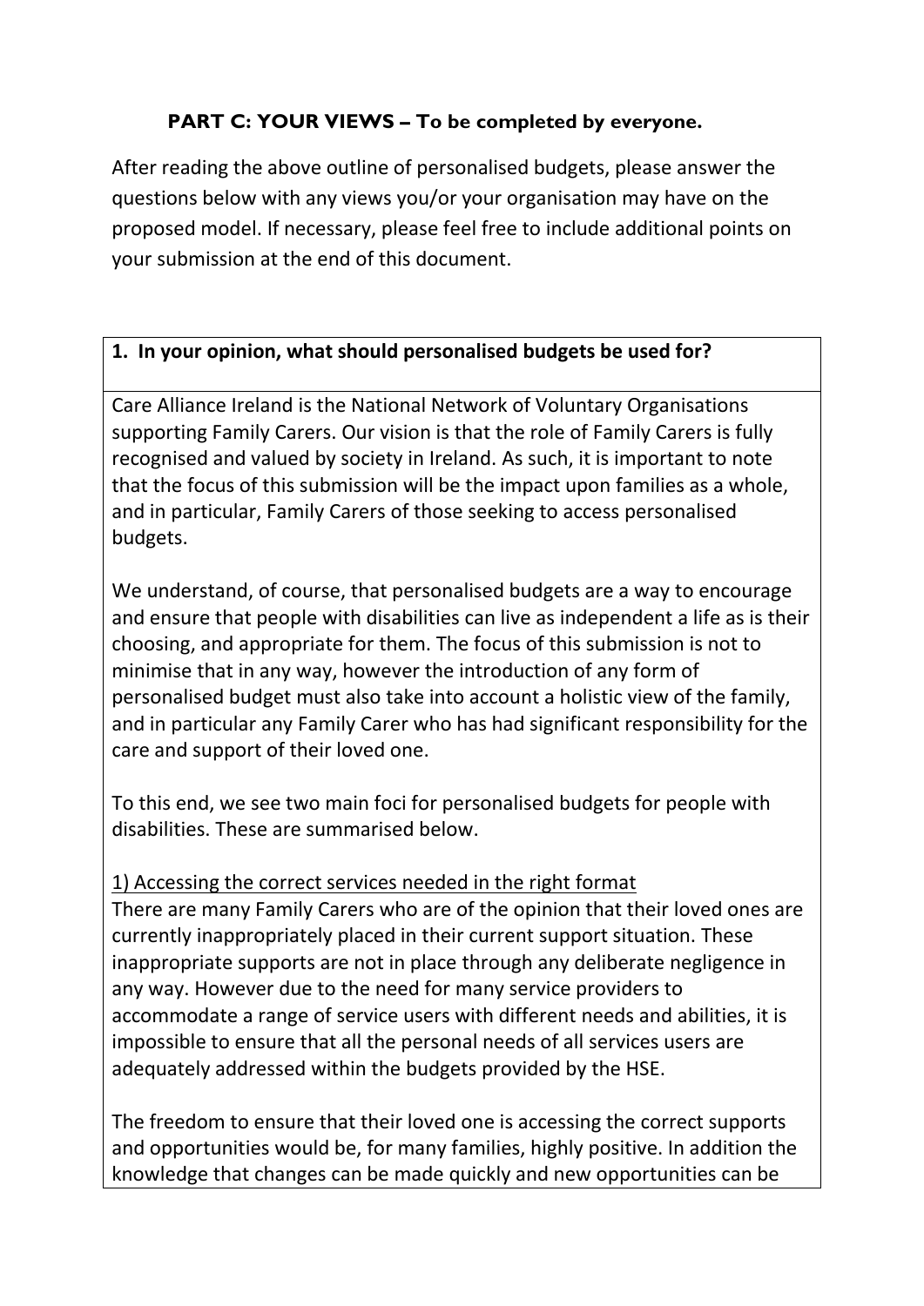**PART C: YOUR VIEWS – To be completed by everyone.**

After reading the above outline of personalised budgets, please answer the questions below with any views you/or your organisation may have on the proposed model. If necessary, please feel free to include additional points on your submission at the end of this document.

**1. In your opinion, what should personalised budgets be used for?**

Care Alliance Ireland is the National Network of Voluntary Organisations supporting Family Carers. Our vision is that the role of Family Carers is fully recognised and valued by society in Ireland. As such, it is important to note that the focus of this submission will be the impact upon families as a whole, and in particular, Family Carers of those seeking to access personalised budgets.

We understand, of course, that personalised budgets are a way to encourage and ensure that people with disabilities can live as independent a life as is their choosing, and appropriate for them. The focus of this submission is not to minimise that in any way, however the introduction of any form of personalised budget must also take into account a holistic view of the family, and in particular any Family Carer who has had significant responsibility for the care and support of their loved one.

To this end, we see two main foci for personalised budgets for people with disabilities. These are summarised below.

<u>1) Accessing the correct services needed in the right format</u>

There are many Family Carers who are of the opinion that their loved ones are currently inappropriately placed in their current support situation. These inappropriate supports are not in place through any deliberate negligence in any way. However due to the need for many service providers to accommodate a range of service users with different needs and abilities, it is impossible to ensure that all the personal needs of all services users are adequately addressed within the budgets provided by the HSE.

The freedom to ensure that their loved one is accessing the correct supports and opportunities would be, for many families, highly positive. In addition the knowledge that changes can be made quickly and new opportunities can be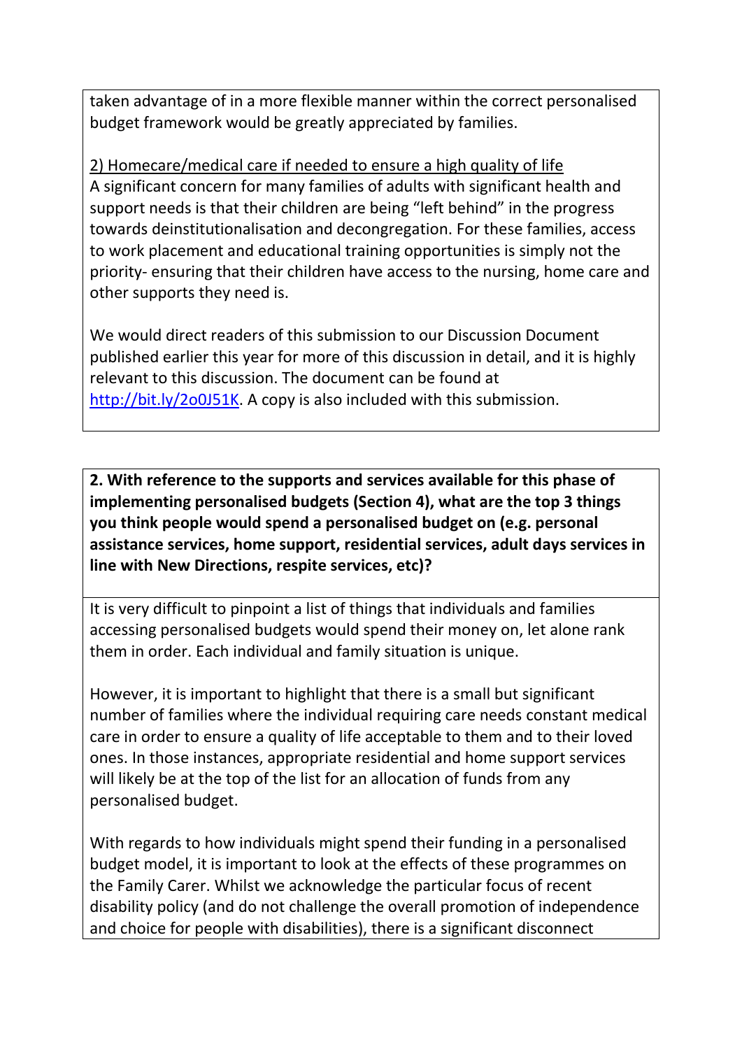taken advantage of in a more flexible manner within the correct personalised budget framework would be greatly appreciated by families.

2) Homecare/medical care if needed to ensure a high quality of life

A significant concern for many families of adults with significant health and support needs is that their children are being "left behind" in the progress towards deinstitutionalisation and decongregation. For these families, access to work placement and educational training opportunities is simply not the priority- ensuring that their children have access to the nursing, home care and other supports they need is.

We would direct readers of this submission to our Discussion Document published earlier this year for more of this discussion in detail, and it is highly relevant to this discussion. The document can be found at [http://bit.ly/2o0J51K](http://bit.ly/2o0J51K). A copy is also included with this submission.

**2. With reference to the supports and services available for this phase of implementing personalised budgets (Section 4), what are the top 3 things you think people would spend a personalised budget on (e.g. personal assistance services, home support, residential services, adult days services in line with New Directions, respite services, etc)?**

It is very difficult to pinpoint a list of things that individuals and families accessing personalised budgets would spend their money on, let alone rank them in order. Each individual and family situation is unique.

However, it is important to highlight that there is a small but significant number of families where the individual requiring care needs constant medical care in order to ensure a quality of life acceptable to them and to their loved ones. In those instances, appropriate residential and home support services will likely be at the top of the list for an allocation of funds from any personalised budget.

With regards to how individuals might spend their funding in a personalised budget model, it is important to look at the effects of these programmes on the Family Carer. Whilst we acknowledge the particular focus of recent disability policy (and do not challenge the overall promotion of independence and choice for people with disabilities), there is a significant disconnect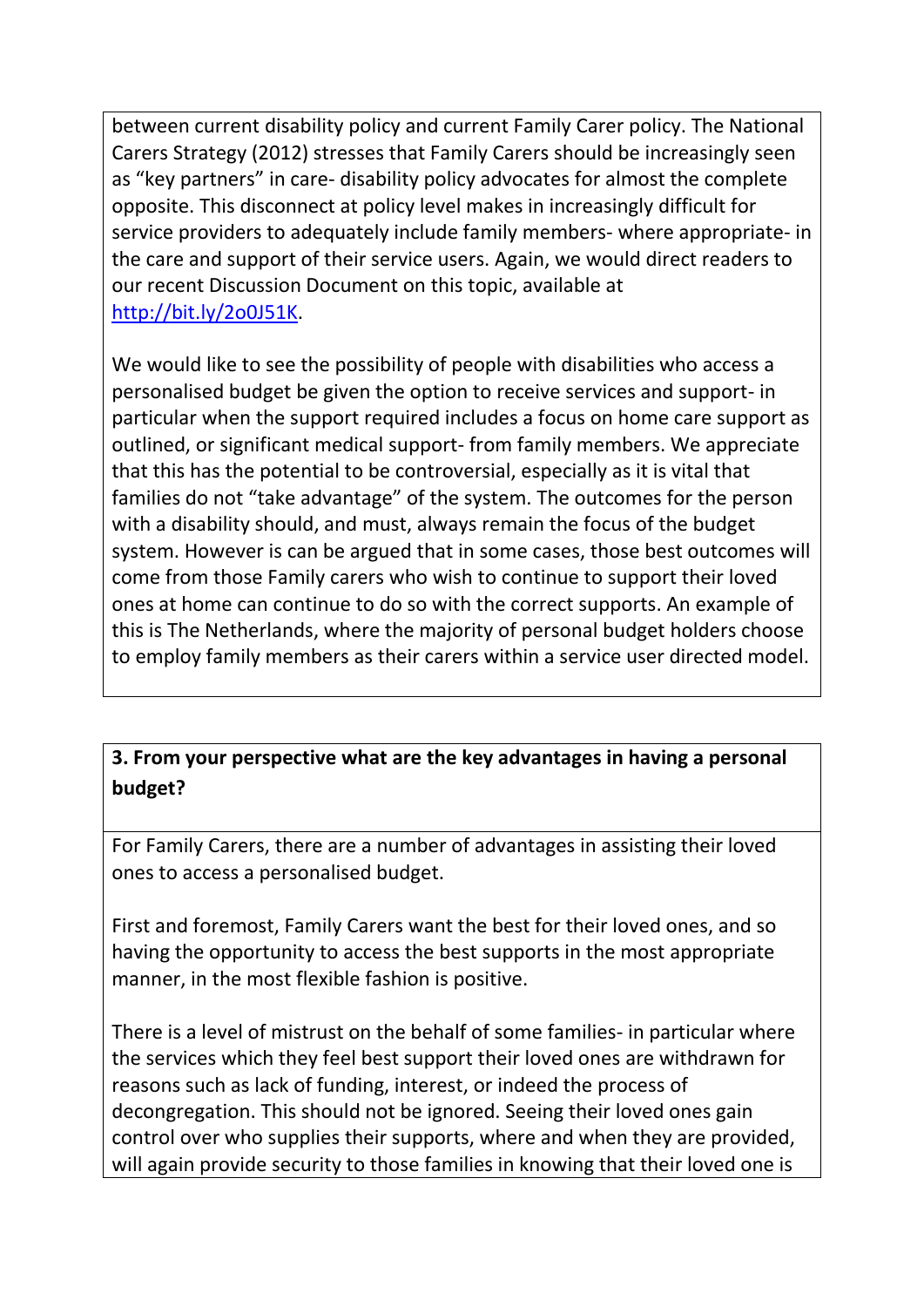between current disability policy and current Family Carer policy. The National Carers Strategy (2012) stresses that Family Carers should be increasingly seen as "key partners" in care- disability policy advocates for almost the complete opposite. This disconnect at policy level makes in increasingly difficult for service providers to adequately include family members- where appropriate- in the care and support of their service users. Again, we would direct readers to our recent Discussion Document on this topic, available at [http://bit.ly/2o0J51K](http://bit.ly/2o0J51K).

We would like to see the possibility of people with disabilities who access a personalised budget be given the option to receive services and support- in particular when the support required includes a focus on home care support as outlined, or significant medical support- from family members. We appreciate that this has the potential to be controversial, especially as it is vital that families do not "take advantage" of the system. The outcomes for the person with a disability should, and must, always remain the focus of the budget system. However is can be argued that in some cases, those best outcomes will come from those Family carers who wish to continue to support their loved ones at home can continue to do so with the correct supports. An example of this is The Netherlands, where the majority of personal budget holders choose to employ family members as their carers within a service user directed model.

**3. From your perspective what are the key advantages in having a personal budget?**

For Family Carers, there are a number of advantages in assisting their loved ones to access a personalised budget.

First and foremost, Family Carers want the best for their loved ones, and so having the opportunity to access the best supports in the most appropriate manner, in the most flexible fashion is positive.

There is a level of mistrust on the behalf of some families- in particular where the services which they feel best support their loved ones are withdrawn for reasons such as lack of funding, interest, or indeed the process of decongregation. This should not be ignored. Seeing their loved ones gain control over who supplies their supports, where and when they are provided, will again provide security to those families in knowing that their loved one is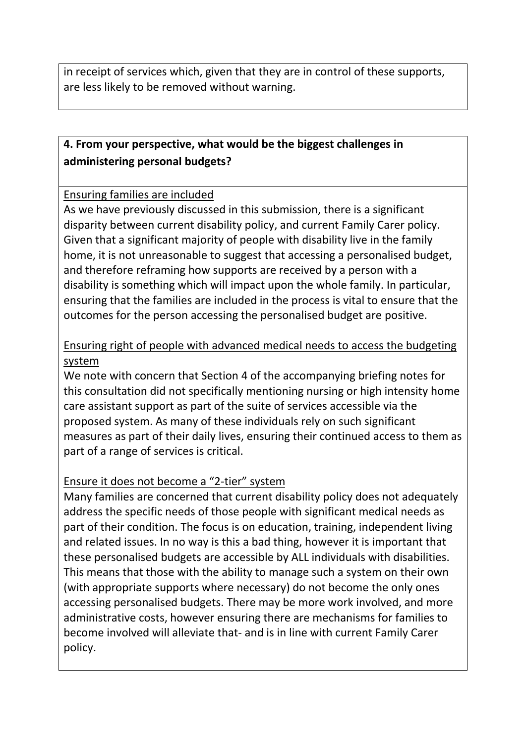in receipt of services which, given that they are in control of these supports, are less likely to be removed without warning.

**4. From your perspective, what would be the biggest challenges in administering personal budgets?**

<u>Ensuring families are included</u>
As we have previously discussed in this submission, there is a significant disparity between current disability policy, and current Family Carer policy. Given that a significant majority of people with disability live in the family home, it is not unreasonable to suggest that accessing a personalised budget, and therefore reframing how supports are received by a person with a disability is something which will impact upon the whole family. In particular, ensuring that the families are included in the process is vital to ensure that the outcomes for the person accessing the personalised budget are positive.

<u>Ensuring right of people with advanced medical needs to access the budgeting system</u>
We note with concern that Section 4 of the accompanying briefing notes for this consultation did not specifically mentioning nursing or high intensity home care assistant support as part of the suite of services accessible via the proposed system. As many of these individuals rely on such significant measures as part of their daily lives, ensuring their continued access to them as part of a range of services is critical.

<u>Ensure it does not become a "2-tier" system</u>
Many families are concerned that current disability policy does not adequately address the specific needs of those people with significant medical needs as part of their condition. The focus is on education, training, independent living and related issues. In no way is this a bad thing, however it is important that these personalised budgets are accessible by ALL individuals with disabilities. This means that those with the ability to manage such a system on their own (with appropriate supports where necessary) do not become the only ones accessing personalised budgets. There may be more work involved, and more administrative costs, however ensuring there are mechanisms for families to become involved will alleviate that- and is in line with current Family Carer policy.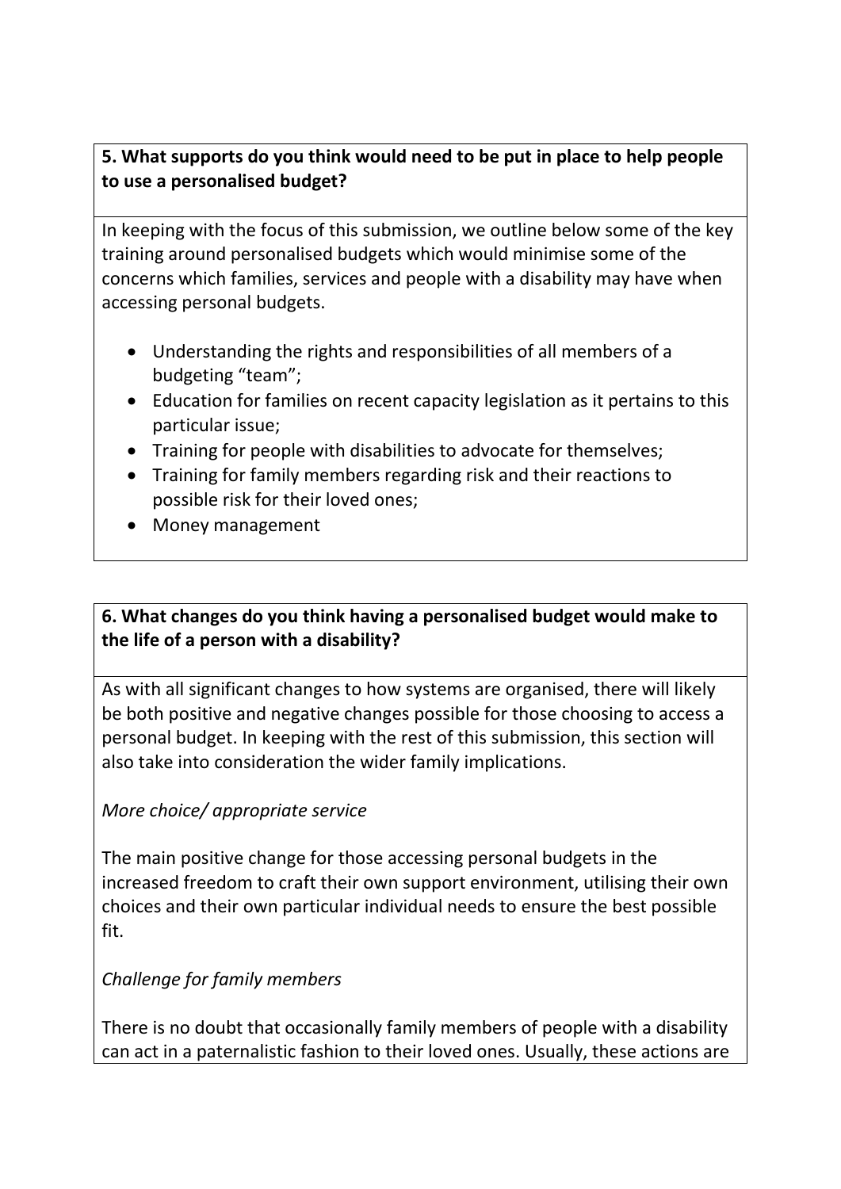**5. What supports do you think would need to be put in place to help people to use a personalised budget?**

In keeping with the focus of this submission, we outline below some of the key training around personalised budgets which would minimise some of the concerns which families, services and people with a disability may have when accessing personal budgets.

- Understanding the rights and responsibilities of all members of a budgeting "team";
- Education for families on recent capacity legislation as it pertains to this particular issue;
- Training for people with disabilities to advocate for themselves;
- Training for family members regarding risk and their reactions to possible risk for their loved ones;
- Money management

**6. What changes do you think having a personalised budget would make to the life of a person with a disability?**

As with all significant changes to how systems are organised, there will likely be both positive and negative changes possible for those choosing to access a personal budget. In keeping with the rest of this submission, this section will also take into consideration the wider family implications.

*More choice/ appropriate service*

The main positive change for those accessing personal budgets in the increased freedom to craft their own support environment, utilising their own choices and their own particular individual needs to ensure the best possible fit.

*Challenge for family members*

There is no doubt that occasionally family members of people with a disability can act in a paternalistic fashion to their loved ones. Usually, these actions are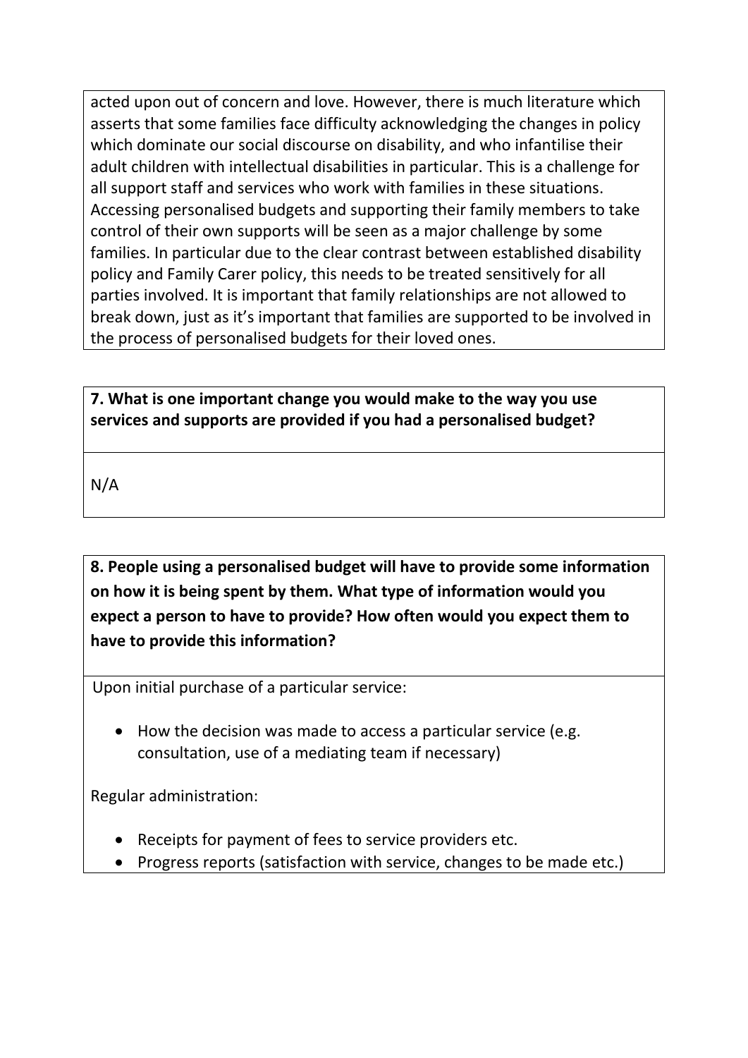acted upon out of concern and love. However, there is much literature which asserts that some families face difficulty acknowledging the changes in policy which dominate our social discourse on disability, and who infantilise their adult children with intellectual disabilities in particular. This is a challenge for all support staff and services who work with families in these situations. Accessing personalised budgets and supporting their family members to take control of their own supports will be seen as a major challenge by some families. In particular due to the clear contrast between established disability policy and Family Carer policy, this needs to be treated sensitively for all parties involved. It is important that family relationships are not allowed to break down, just as it's important that families are supported to be involved in the process of personalised budgets for their loved ones.

**7. What is one important change you would make to the way you use services and supports are provided if you had a personalised budget?**

N/A

**8. People using a personalised budget will have to provide some information on how it is being spent by them. What type of information would you expect a person to have to provide? How often would you expect them to have to provide this information?**

Upon initial purchase of a particular service:

- How the decision was made to access a particular service (e.g. consultation, use of a mediating team if necessary)

Regular administration:

- Receipts for payment of fees to service providers etc.
- Progress reports (satisfaction with service, changes to be made etc.)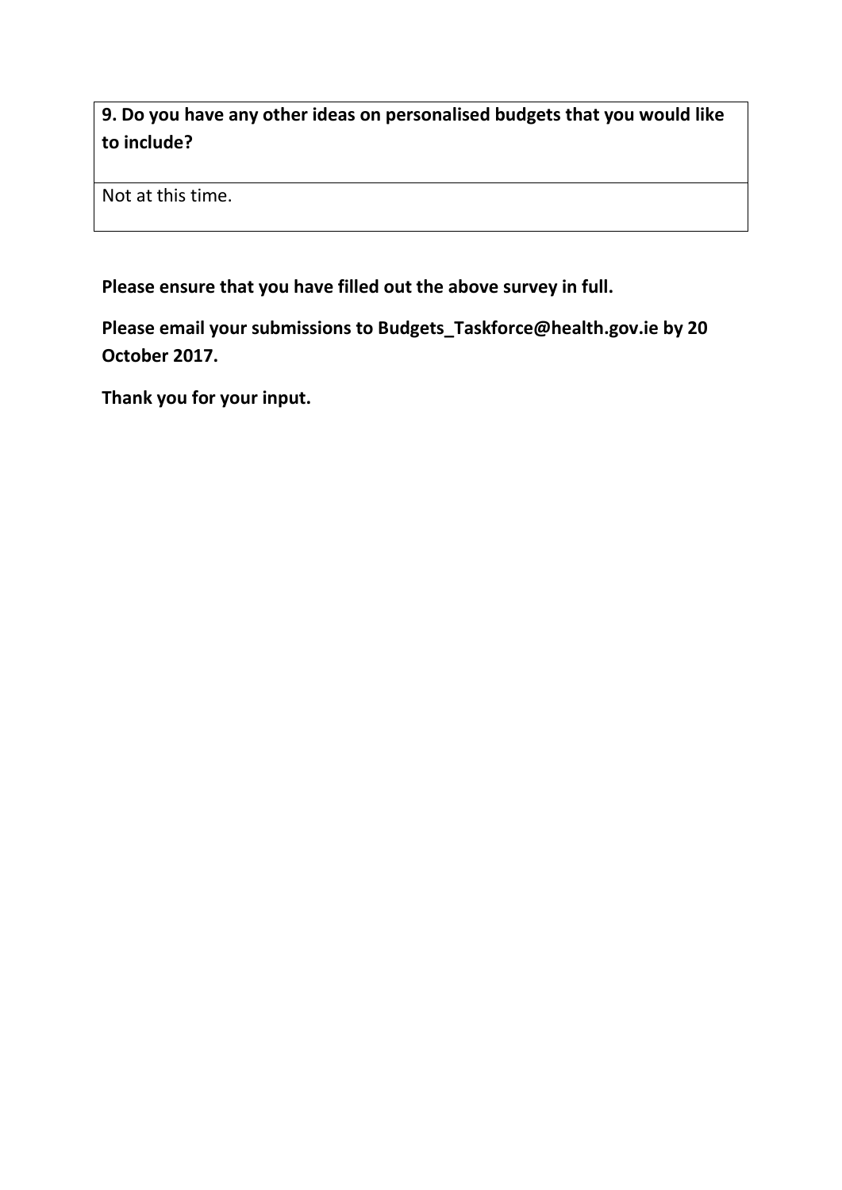| **9. Do you have any other ideas on personalised budgets that you would like to include?** |
| --- |
| Not at this time. |

**Please ensure that you have filled out the above survey in full.**

**Please email your submissions to Budgets_Taskforce@health.gov.ie by 20 October 2017.**

**Thank you for your input.**